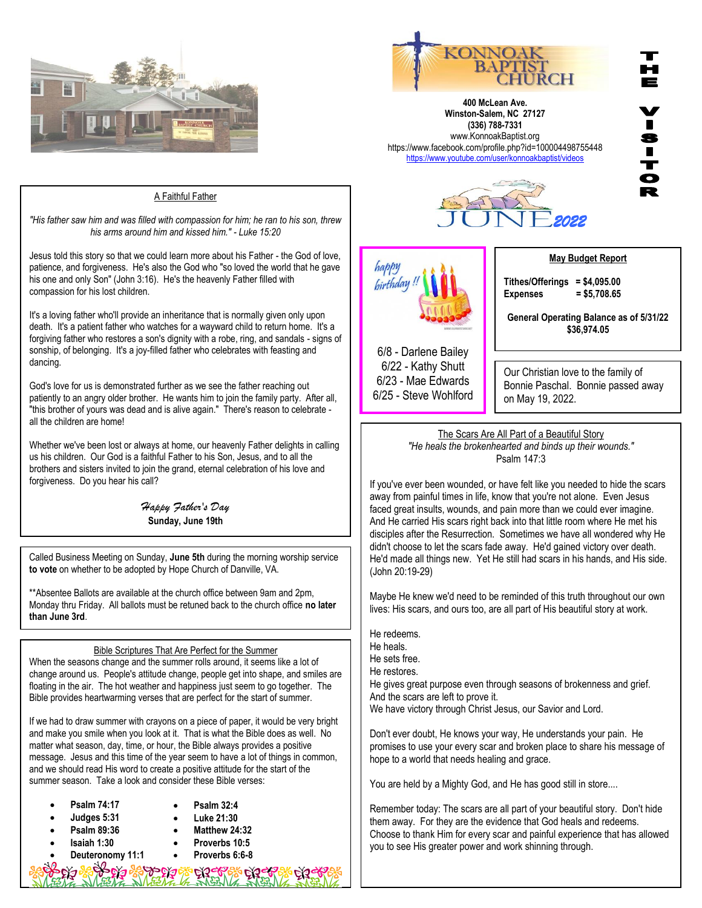# KONNOAK BAPTIST CHURCH

**400 McLean Ave.**
**Winston-Salem, NC 27127**
**(336) 788-7331**
www.KonnoakBaptist.org
https://www.facebook.com/profile.php?id=100004498755448
https://www.youtube.com/user/konnoakbaptist/videos

# THE VISITOR

## JUNE 2022

### A Faithful Father

*"His father saw him and was filled with compassion for him; he ran to his son, threw his arms around him and kissed him." - Luke 15:20*

Jesus told this story so that we could learn more about his Father - the God of love, patience, and forgiveness. He's also the God who "so loved the world that he gave his one and only Son" (John 3:16). He's the heavenly Father filled with compassion for his lost children.

It's a loving father who'll provide an inheritance that is normally given only upon death. It's a patient father who watches for a wayward child to return home. It's a forgiving father who restores a son's dignity with a robe, ring, and sandals - signs of sonship, of belonging. It's a joy-filled father who celebrates with feasting and dancing.

God's love for us is demonstrated further as we see the father reaching out patiently to an angry older brother. He wants him to join the family party. After all, "this brother of yours was dead and is alive again." There's reason to celebrate - all the children are home!

Whether we've been lost or always at home, our heavenly Father delights in calling us his children. Our God is a faithful Father to his Son, Jesus, and to all the brothers and sisters invited to join the grand, eternal celebration of his love and forgiveness. Do you hear his call?

*Happy Father's Day*
**Sunday, June 19th**

Called Business Meeting on Sunday, **June 5th** during the morning worship service **to vote** on whether to be adopted by Hope Church of Danville, VA.

**Absentee Ballots are available at the church office between 9am and 2pm, Monday thru Friday. All ballots must be retuned back to the church office **no later than June 3rd**.

### Bible Scriptures That Are Perfect for the Summer

When the seasons change and the summer rolls around, it seems like a lot of change around us. People's attitude change, people get into shape, and smiles are floating in the air. The hot weather and happiness just seem to go together. The Bible provides heartwarming verses that are perfect for the start of summer.

If we had to draw summer with crayons on a piece of paper, it would be very bright and make you smile when you look at it. That is what the Bible does as well. No matter what season, day, time, or hour, the Bible always provides a positive message. Jesus and this time of the year seem to have a lot of things in common, and we should read His word to create a positive attitude for the start of the summer season. Take a look and consider these Bible verses:

- **Psalm 74:17**
- **Judges 5:31**
- **Psalm 89:36**
- **Isaiah 1:30**
- **Deuteronomy 11:1**
- **Psalm 32:4**
- **Luke 21:30**
- **Matthew 24:32**
- **Proverbs 10:5**
- **Proverbs 6:6-8**

### happy birthday !!

6/8 - Darlene Bailey
6/22 - Kathy Shutt
6/23 - Mae Edwards
6/25 - Steve Wohlford

### May Budget Report

**Tithes/Offerings = $4,095.00**
**Expenses = $5,708.65**

**General Operating Balance as of 5/31/22**
**$36,974.05**

Our Christian love to the family of Bonnie Paschal. Bonnie passed away on May 19, 2022.

### The Scars Are All Part of a Beautiful Story

*"He heals the brokenhearted and binds up their wounds."*
Psalm 147:3

If you've ever been wounded, or have felt like you needed to hide the scars away from painful times in life, know that you're not alone. Even Jesus faced great insults, wounds, and pain more than we could ever imagine. And He carried His scars right back into that little room where He met his disciples after the Resurrection. Sometimes we have all wondered why He didn't choose to let the scars fade away. He'd gained victory over death. He'd made all things new. Yet He still had scars in his hands, and His side. (John 20:19-29)

Maybe He knew we'd need to be reminded of this truth throughout our own lives: His scars, and ours too, are all part of His beautiful story at work.

He redeems.
He heals.
He sets free.
He restores.
He gives great purpose even through seasons of brokenness and grief.
And the scars are left to prove it.
We have victory through Christ Jesus, our Savior and Lord.

Don't ever doubt, He knows your way, He understands your pain. He promises to use your every scar and broken place to share his message of hope to a world that needs healing and grace.

You are held by a Mighty God, and He has good still in store....

Remember today: The scars are all part of your beautiful story. Don't hide them away. For they are the evidence that God heals and redeems. Choose to thank Him for every scar and painful experience that has allowed you to see His greater power and work shinning through.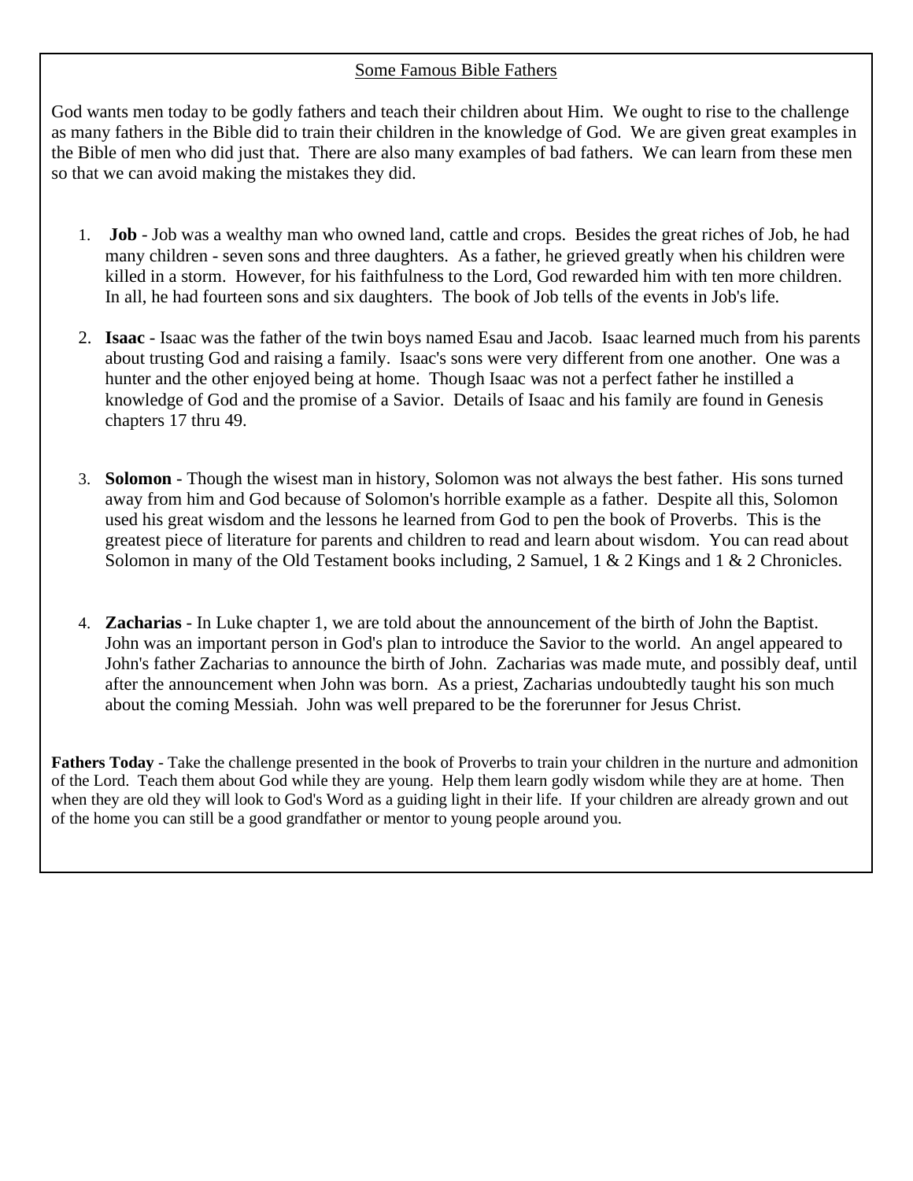## Some Famous Bible Fathers

God wants men today to be godly fathers and teach their children about Him. We ought to rise to the challenge as many fathers in the Bible did to train their children in the knowledge of God. We are given great examples in the Bible of men who did just that. There are also many examples of bad fathers. We can learn from these men so that we can avoid making the mistakes they did.

1. **Job** - Job was a wealthy man who owned land, cattle and crops. Besides the great riches of Job, he had many children - seven sons and three daughters. As a father, he grieved greatly when his children were killed in a storm. However, for his faithfulness to the Lord, God rewarded him with ten more children. In all, he had fourteen sons and six daughters. The book of Job tells of the events in Job's life.

2. **Isaac** - Isaac was the father of the twin boys named Esau and Jacob. Isaac learned much from his parents about trusting God and raising a family. Isaac's sons were very different from one another. One was a hunter and the other enjoyed being at home. Though Isaac was not a perfect father he instilled a knowledge of God and the promise of a Savior. Details of Isaac and his family are found in Genesis chapters 17 thru 49.

3. **Solomon** - Though the wisest man in history, Solomon was not always the best father. His sons turned away from him and God because of Solomon's horrible example as a father. Despite all this, Solomon used his great wisdom and the lessons he learned from God to pen the book of Proverbs. This is the greatest piece of literature for parents and children to read and learn about wisdom. You can read about Solomon in many of the Old Testament books including, 2 Samuel, 1 & 2 Kings and 1 & 2 Chronicles.

4. **Zacharias** - In Luke chapter 1, we are told about the announcement of the birth of John the Baptist. John was an important person in God's plan to introduce the Savior to the world. An angel appeared to John's father Zacharias to announce the birth of John. Zacharias was made mute, and possibly deaf, until after the announcement when John was born. As a priest, Zacharias undoubtedly taught his son much about the coming Messiah. John was well prepared to be the forerunner for Jesus Christ.

**Fathers Today** - Take the challenge presented in the book of Proverbs to train your children in the nurture and admonition of the Lord. Teach them about God while they are young. Help them learn godly wisdom while they are at home. Then when they are old they will look to God's Word as a guiding light in their life. If your children are already grown and out of the home you can still be a good grandfather or mentor to young people around you.